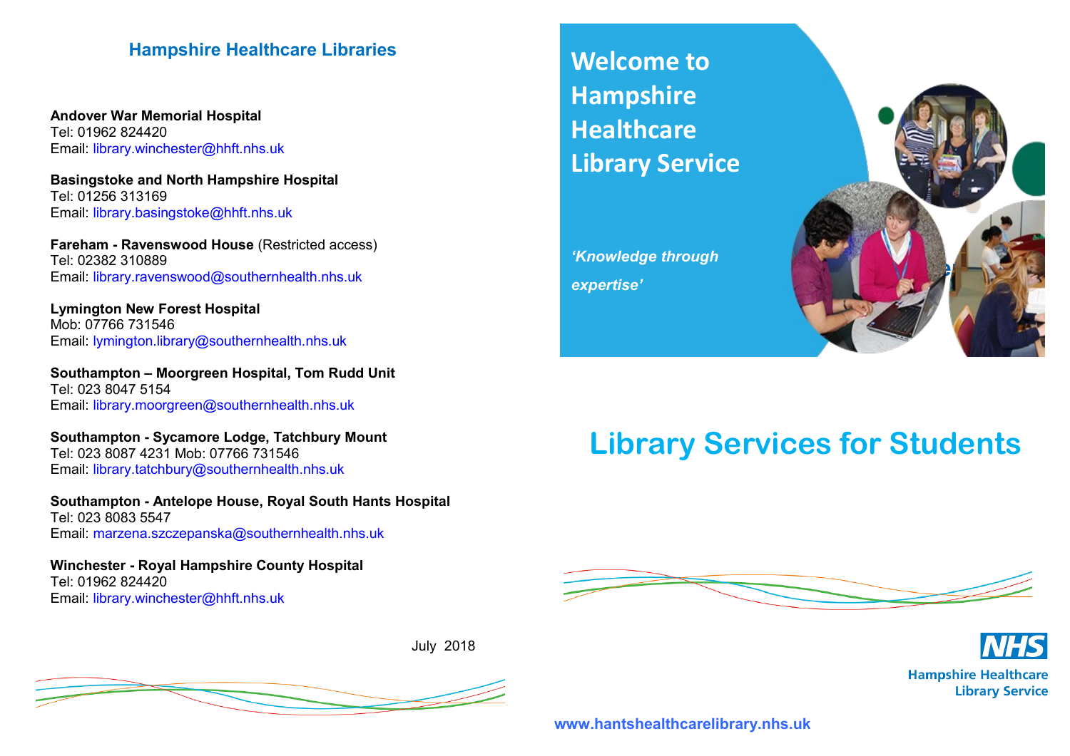## Hampshire Healthcare Libraries

**Andover War Memorial Hospital**
Tel: 01962 824420
Email: library.winchester@hhft.nhs.uk

**Basingstoke and North Hampshire Hospital**
Tel: 01256 313169
Email: library.basingstoke@hhft.nhs.uk

**Fareham - Ravenswood House** (Restricted access)
Tel: 02382 310889
Email: library.ravenswood@southernhealth.nhs.uk

**Lymington New Forest Hospital**
Mob: 07766 731546
Email: lymington.library@southernhealth.nhs.uk

**Southampton – Moorgreen Hospital, Tom Rudd Unit**
Tel: 023 8047 5154
Email: library.moorgreen@southernhealth.nhs.uk

**Southampton - Sycamore Lodge, Tatchbury Mount**
Tel: 023 8087 4231 Mob: 07766 731546
Email: library.tatchbury@southernhealth.nhs.uk

**Southampton - Antelope House, Royal South Hants Hospital**
Tel: 023 8083 5547
Email: marzena.szczepanska@southernhealth.nhs.uk

**Winchester - Royal Hampshire County Hospital**
Tel: 01962 824420
Email: library.winchester@hhft.nhs.uk

July 2018

# Welcome to Hampshire Healthcare Library Service

***'Knowledge through expertise'***

# Library Services for Students

NHS
Hampshire Healthcare Library Service

**www.hantshealthcarelibrary.nhs.uk**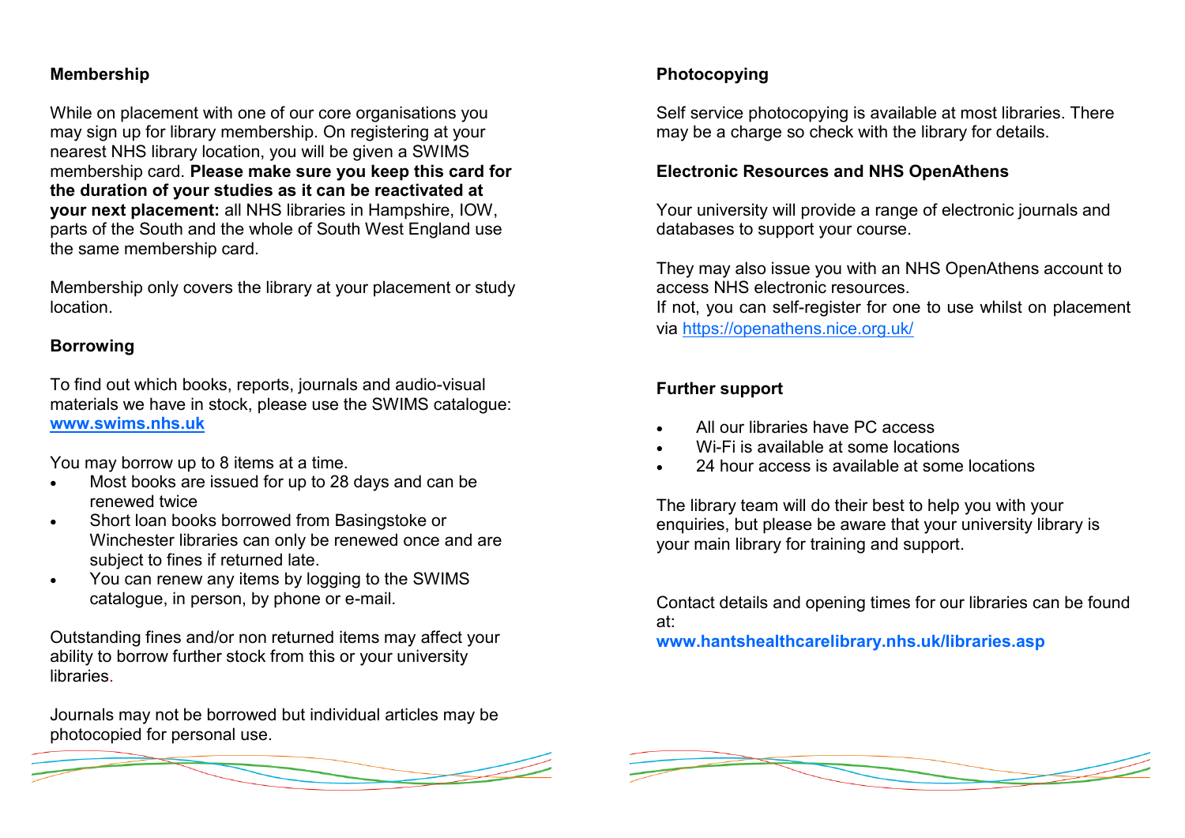## Membership

While on placement with one of our core organisations you may sign up for library membership. On registering at your nearest NHS library location, you will be given a SWIMS membership card. **Please make sure you keep this card for the duration of your studies as it can be reactivated at your next placement:** all NHS libraries in Hampshire, IOW, parts of the South and the whole of South West England use the same membership card.

Membership only covers the library at your placement or study location.

## Borrowing

To find out which books, reports, journals and audio-visual materials we have in stock, please use the SWIMS catalogue: **www.swims.nhs.uk**

You may borrow up to 8 items at a time.

- Most books are issued for up to 28 days and can be renewed twice
- Short loan books borrowed from Basingstoke or Winchester libraries can only be renewed once and are subject to fines if returned late.
- You can renew any items by logging to the SWIMS catalogue, in person, by phone or e-mail.

Outstanding fines and/or non returned items may affect your ability to borrow further stock from this or your university libraries.

Journals may not be borrowed but individual articles may be photocopied for personal use.

## Photocopying

Self service photocopying is available at most libraries. There may be a charge so check with the library for details.

## Electronic Resources and NHS OpenAthens

Your university will provide a range of electronic journals and databases to support your course.

They may also issue you with an NHS OpenAthens account to access NHS electronic resources.
If not, you can self-register for one to use whilst on placement via https://openathens.nice.org.uk/

## Further support

- All our libraries have PC access
- Wi-Fi is available at some locations
- 24 hour access is available at some locations

The library team will do their best to help you with your enquiries, but please be aware that your university library is your main library for training and support.

Contact details and opening times for our libraries can be found at:
**www.hantshealthcarelibrary.nhs.uk/libraries.asp**